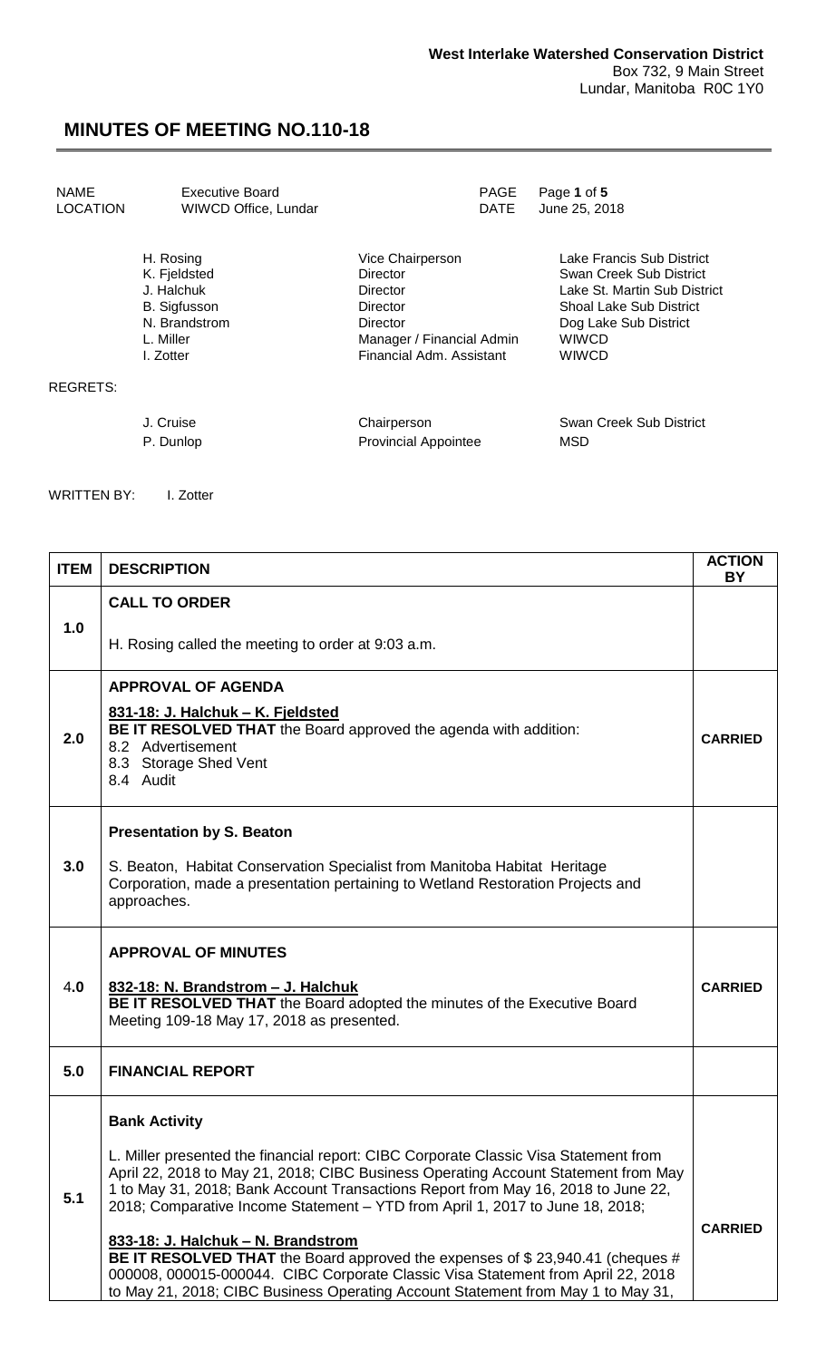**West Interlake Watershed Conservation District**
Box 732, 9 Main Street
Lundar, Manitoba R0C 1Y0

# MINUTES OF MEETING NO.110-18

| | | | |
|---|---|---|---|
| NAME | Executive Board | PAGE | Page **1** of **5** |
| LOCATION | WIWCD Office, Lundar | DATE | June 25, 2018 |

| | | |
|---|---|---|
| H. Rosing | Vice Chairperson | Lake Francis Sub District |
| K. Fjeldsted | Director | Swan Creek Sub District |
| J. Halchuk | Director | Lake St. Martin Sub District |
| B. Sigfusson | Director | Shoal Lake Sub District |
| N. Brandstrom | Director | Dog Lake Sub District |
| L. Miller | Manager / Financial Admin | WIWCD |
| I. Zotter | Financial Adm. Assistant | WIWCD |

REGRETS:

| | | |
|---|---|---|
| J. Cruise | Chairperson | Swan Creek Sub District |
| P. Dunlop | Provincial Appointee | MSD |

WRITTEN BY: I. Zotter

| ITEM | DESCRIPTION | ACTION BY |
|---|---|---|
| 1.0 | **CALL TO ORDER**<br><br>H. Rosing called the meeting to order at 9:03 a.m. | |
| 2.0 | **APPROVAL OF AGENDA**<br><br>**831-18: J. Halchuk – K. Fjeldsted**<br>**BE IT RESOLVED THAT** the Board approved the agenda with addition:<br>8.2 Advertisement<br>8.3 Storage Shed Vent<br>8.4 Audit | **CARRIED** |
| 3.0 | **Presentation by S. Beaton**<br><br>S. Beaton, Habitat Conservation Specialist from Manitoba Habitat Heritage Corporation, made a presentation pertaining to Wetland Restoration Projects and approaches. | |
| 4.0 | **APPROVAL OF MINUTES**<br><br>**832-18: N. Brandstrom – J. Halchuk**<br>**BE IT RESOLVED THAT** the Board adopted the minutes of the Executive Board Meeting 109-18 May 17, 2018 as presented. | **CARRIED** |
| 5.0 | **FINANCIAL REPORT** | |
| 5.1 | **Bank Activity**<br><br>L. Miller presented the financial report: CIBC Corporate Classic Visa Statement from April 22, 2018 to May 21, 2018; CIBC Business Operating Account Statement from May 1 to May 31, 2018; Bank Account Transactions Report from May 16, 2018 to June 22, 2018; Comparative Income Statement – YTD from April 1, 2017 to June 18, 2018;<br><br>**833-18: J. Halchuk – N. Brandstrom**<br>**BE IT RESOLVED THAT** the Board approved the expenses of $ 23,940.41 (cheques # 000008, 000015-000044. CIBC Corporate Classic Visa Statement from April 22, 2018 to May 21, 2018; CIBC Business Operating Account Statement from May 1 to May 31, | **CARRIED** |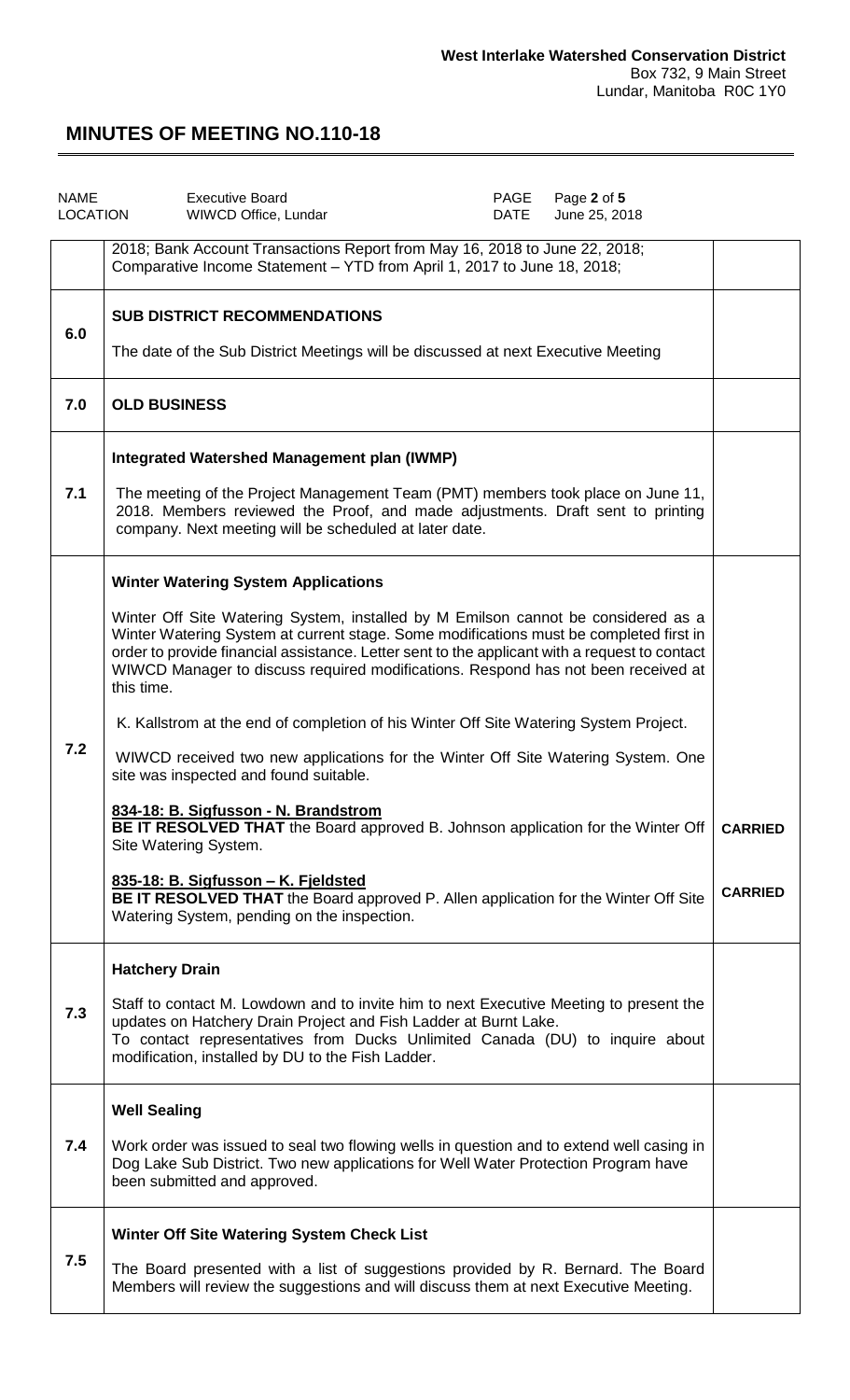| NAME | Executive Board | PAGE | Page **2** of **5** |
|---|---|---|---|
| LOCATION | WIWCD Office, Lundar | DATE | June 25, 2018 |

| | | |
|---|---|---|
| | 2018; Bank Account Transactions Report from May 16, 2018 to June 22, 2018; Comparative Income Statement – YTD from April 1, 2017 to June 18, 2018; | |
| **6.0** | **SUB DISTRICT RECOMMENDATIONS**<br><br>The date of the Sub District Meetings will be discussed at next Executive Meeting | |
| **7.0** | **OLD BUSINESS** | |
| **7.1** | **Integrated Watershed Management plan (IWMP)**<br><br>The meeting of the Project Management Team (PMT) members took place on June 11, 2018. Members reviewed the Proof, and made adjustments. Draft sent to printing company. Next meeting will be scheduled at later date. | |
| **7.2** | **Winter Watering System Applications**<br><br>Winter Off Site Watering System, installed by M Emilson cannot be considered as a Winter Watering System at current stage. Some modifications must be completed first in order to provide financial assistance. Letter sent to the applicant with a request to contact WIWCD Manager to discuss required modifications. Respond has not been received at this time.<br><br>K. Kallstrom at the end of completion of his Winter Off Site Watering System Project.<br><br>WIWCD received two new applications for the Winter Off Site Watering System. One site was inspected and found suitable.<br><br>**834-18: B. Sigfusson - N. Brandstrom**<br>**BE IT RESOLVED THAT** the Board approved B. Johnson application for the Winter Off Site Watering System.<br><br>**835-18: B. Sigfusson – K. Fjeldsted**<br>**BE IT RESOLVED THAT** the Board approved P. Allen application for the Winter Off Site Watering System, pending on the inspection. | <br><br><br><br><br><br><br><br><br><br><br>**CARRIED**<br><br><br>**CARRIED** |
| **7.3** | **Hatchery Drain**<br><br>Staff to contact M. Lowdown and to invite him to next Executive Meeting to present the updates on Hatchery Drain Project and Fish Ladder at Burnt Lake.<br>To contact representatives from Ducks Unlimited Canada (DU) to inquire about modification, installed by DU to the Fish Ladder. | |
| **7.4** | **Well Sealing**<br><br>Work order was issued to seal two flowing wells in question and to extend well casing in Dog Lake Sub District. Two new applications for Well Water Protection Program have been submitted and approved. | |
| **7.5** | **Winter Off Site Watering System Check List**<br><br>The Board presented with a list of suggestions provided by R. Bernard. The Board Members will review the suggestions and will discuss them at next Executive Meeting. | |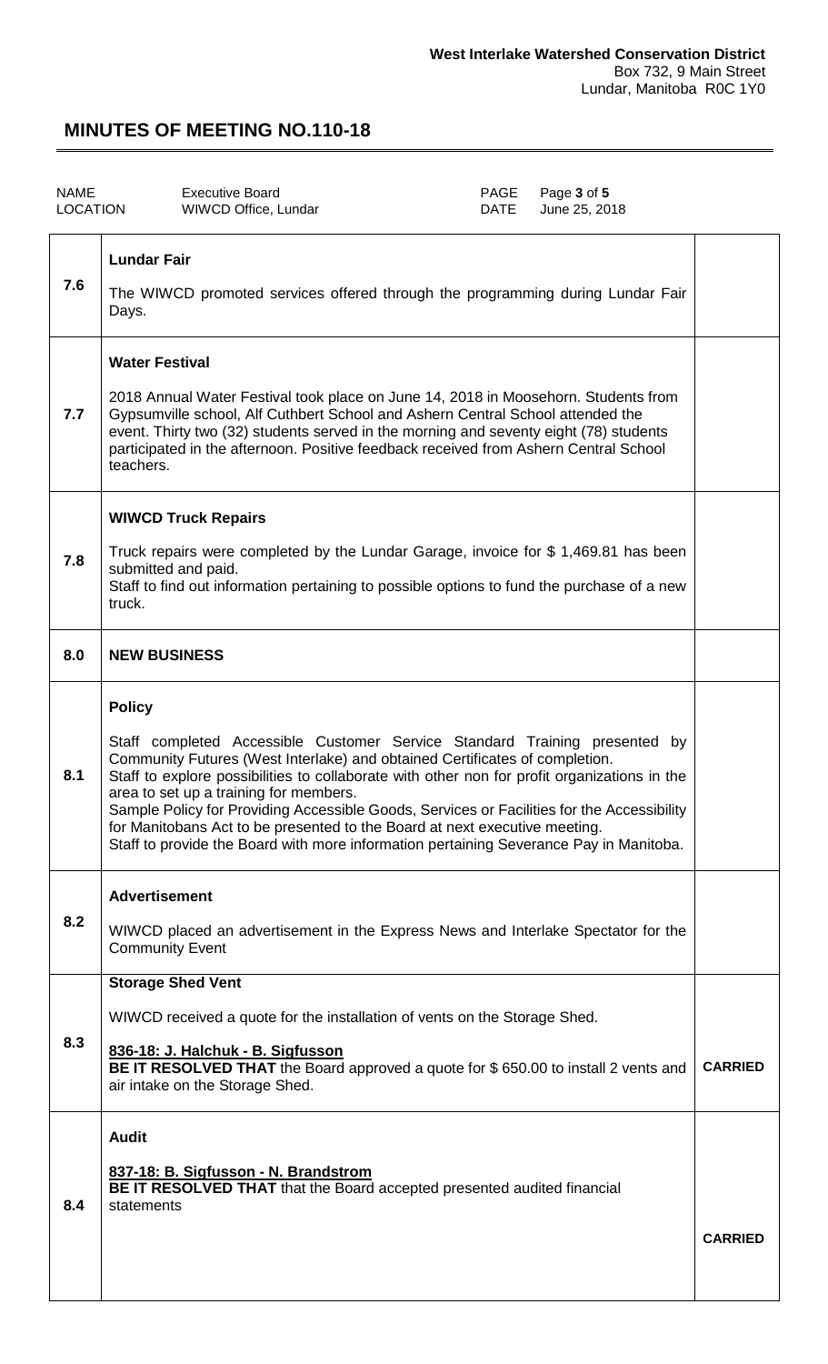**West Interlake Watershed Conservation District**
Box 732, 9 Main Street
Lundar, Manitoba R0C 1Y0

# MINUTES OF MEETING NO.110-18

| NAME | Executive Board | PAGE | Page **3** of **5** |
|---|---|---|---|
| LOCATION | WIWCD Office, Lundar | DATE | June 25, 2018 |

| | | |
|---|---|---|
| 7.6 | **Lundar Fair**<br><br>The WIWCD promoted services offered through the programming during Lundar Fair Days. | |
| 7.7 | **Water Festival**<br><br>2018 Annual Water Festival took place on June 14, 2018 in Moosehorn. Students from Gypsumville school, Alf Cuthbert School and Ashern Central School attended the event. Thirty two (32) students served in the morning and seventy eight (78) students participated in the afternoon. Positive feedback received from Ashern Central School teachers. | |
| 7.8 | **WIWCD Truck Repairs**<br><br>Truck repairs were completed by the Lundar Garage, invoice for $ 1,469.81 has been submitted and paid.<br>Staff to find out information pertaining to possible options to fund the purchase of a new truck. | |
| 8.0 | **NEW BUSINESS** | |
| 8.1 | **Policy**<br><br>Staff completed Accessible Customer Service Standard Training presented by Community Futures (West Interlake) and obtained Certificates of completion.<br>Staff to explore possibilities to collaborate with other non for profit organizations in the area to set up a training for members.<br>Sample Policy for Providing Accessible Goods, Services or Facilities for the Accessibility for Manitobans Act to be presented to the Board at next executive meeting.<br>Staff to provide the Board with more information pertaining Severance Pay in Manitoba. | |
| 8.2 | **Advertisement**<br><br>WIWCD placed an advertisement in the Express News and Interlake Spectator for the Community Event | |
| 8.3 | **Storage Shed Vent**<br><br>WIWCD received a quote for the installation of vents on the Storage Shed.<br><br>**836-18: J. Halchuk - B. Sigfusson**<br>**BE IT RESOLVED THAT** the Board approved a quote for $ 650.00 to install 2 vents and air intake on the Storage Shed. | **CARRIED** |
| 8.4 | **Audit**<br><br>**837-18: B. Sigfusson - N. Brandstrom**<br>**BE IT RESOLVED THAT** that the Board accepted presented audited financial statements | **CARRIED** |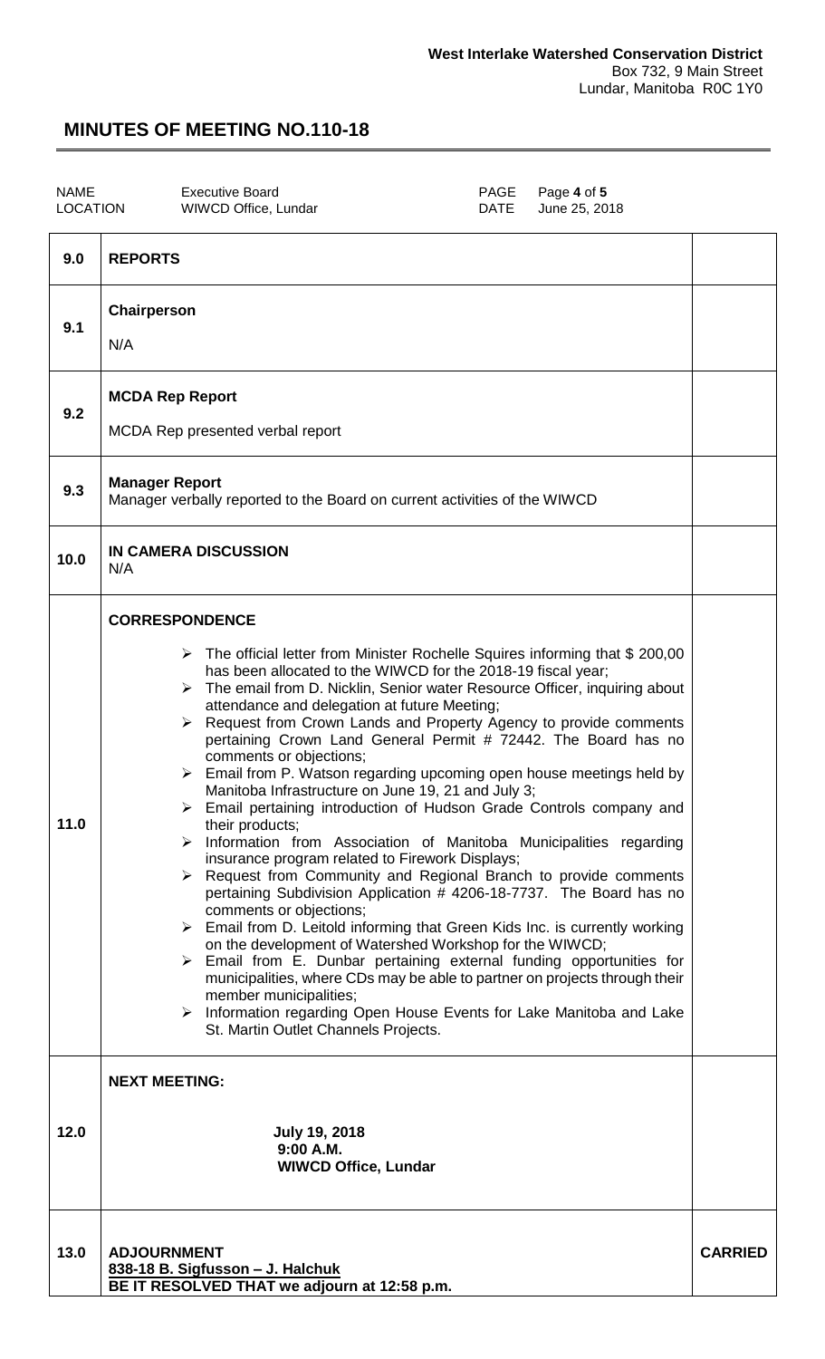**West Interlake Watershed Conservation District**
Box 732, 9 Main Street
Lundar, Manitoba R0C 1Y0

# MINUTES OF MEETING NO.110-18

| NAME | Executive Board | PAGE | Page **4** of **5** |
|---|---|---|---|
| LOCATION | WIWCD Office, Lundar | DATE | June 25, 2018 |

| | | |
|---|---|---|
| **9.0** | **REPORTS** | |
| **9.1** | **Chairperson**<br><br>N/A | |
| **9.2** | **MCDA Rep Report**<br><br>MCDA Rep presented verbal report | |
| **9.3** | **Manager Report**<br>Manager verbally reported to the Board on current activities of the WIWCD | |
| **10.0** | **IN CAMERA DISCUSSION**<br>N/A | |
| **11.0** | **CORRESPONDENCE**<br><br>➢ The official letter from Minister Rochelle Squires informing that $ 200,00 has been allocated to the WIWCD for the 2018-19 fiscal year;<br>➢ The email from D. Nicklin, Senior water Resource Officer, inquiring about attendance and delegation at future Meeting;<br>➢ Request from Crown Lands and Property Agency to provide comments pertaining Crown Land General Permit # 72442. The Board has no comments or objections;<br>➢ Email from P. Watson regarding upcoming open house meetings held by Manitoba Infrastructure on June 19, 21 and July 3;<br>➢ Email pertaining introduction of Hudson Grade Controls company and their products;<br>➢ Information from Association of Manitoba Municipalities regarding insurance program related to Firework Displays;<br>➢ Request from Community and Regional Branch to provide comments pertaining Subdivision Application # 4206-18-7737. The Board has no comments or objections;<br>➢ Email from D. Leitold informing that Green Kids Inc. is currently working on the development of Watershed Workshop for the WIWCD;<br>➢ Email from E. Dunbar pertaining external funding opportunities for municipalities, where CDs may be able to partner on projects through their member municipalities;<br>➢ Information regarding Open House Events for Lake Manitoba and Lake St. Martin Outlet Channels Projects. | |
| **12.0** | **NEXT MEETING:**<br><br>**July 19, 2018**<br>**9:00 A.M.**<br>**WIWCD Office, Lundar** | |
| **13.0** | **ADJOURNMENT**<br>**838-18 B. Sigfusson – J. Halchuk**<br>**BE IT RESOLVED THAT we adjourn at 12:58 p.m.** | **CARRIED** |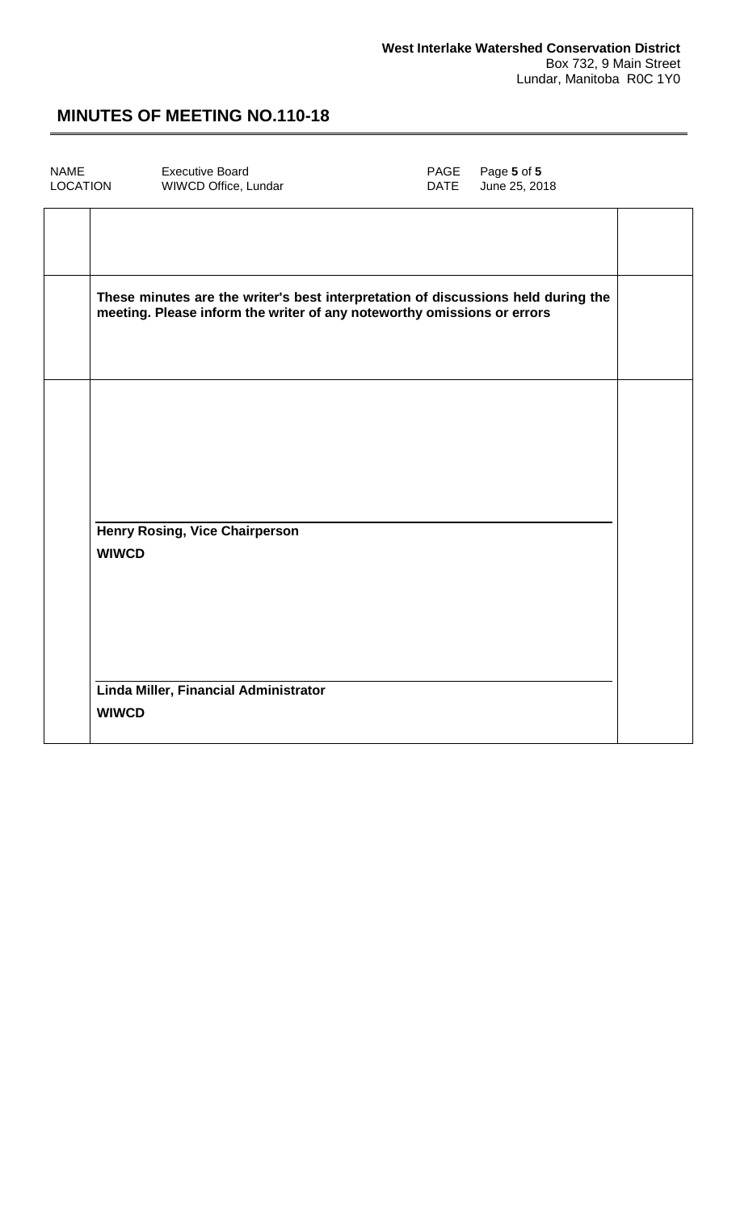**West Interlake Watershed Conservation District**
Box 732, 9 Main Street
Lundar, Manitoba R0C 1Y0

## MINUTES OF MEETING NO.110-18

| | | | |
|---|---|---|---|
| NAME | Executive Board | PAGE | Page **5** of **5** |
| LOCATION | WIWCD Office, Lundar | DATE | June 25, 2018 |

**These minutes are the writer's best interpretation of discussions held during the meeting. Please inform the writer of any noteworthy omissions or errors**

**Henry Rosing, Vice Chairperson**
**WIWCD**

**Linda Miller, Financial Administrator**
**WIWCD**